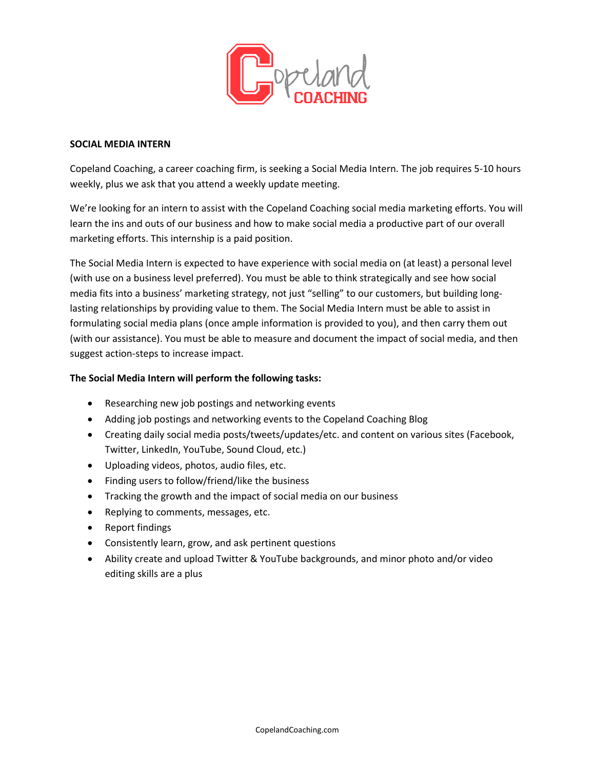# SOCIAL MEDIA INTERN

Copeland Coaching, a career coaching firm, is seeking a Social Media Intern. The job requires 5-10 hours weekly, plus we ask that you attend a weekly update meeting.

We're looking for an intern to assist with the Copeland Coaching social media marketing efforts. You will learn the ins and outs of our business and how to make social media a productive part of our overall marketing efforts. This internship is a paid position.

The Social Media Intern is expected to have experience with social media on (at least) a personal level (with use on a business level preferred). You must be able to think strategically and see how social media fits into a business' marketing strategy, not just "selling" to our customers, but building long-lasting relationships by providing value to them. The Social Media Intern must be able to assist in formulating social media plans (once ample information is provided to you), and then carry them out (with our assistance). You must be able to measure and document the impact of social media, and then suggest action-steps to increase impact.

**The Social Media Intern will perform the following tasks:**

- Researching new job postings and networking events
- Adding job postings and networking events to the Copeland Coaching Blog
- Creating daily social media posts/tweets/updates/etc. and content on various sites (Facebook, Twitter, LinkedIn, YouTube, Sound Cloud, etc.)
- Uploading videos, photos, audio files, etc.
- Finding users to follow/friend/like the business
- Tracking the growth and the impact of social media on our business
- Replying to comments, messages, etc.
- Report findings
- Consistently learn, grow, and ask pertinent questions
- Ability create and upload Twitter & YouTube backgrounds, and minor photo and/or video editing skills are a plus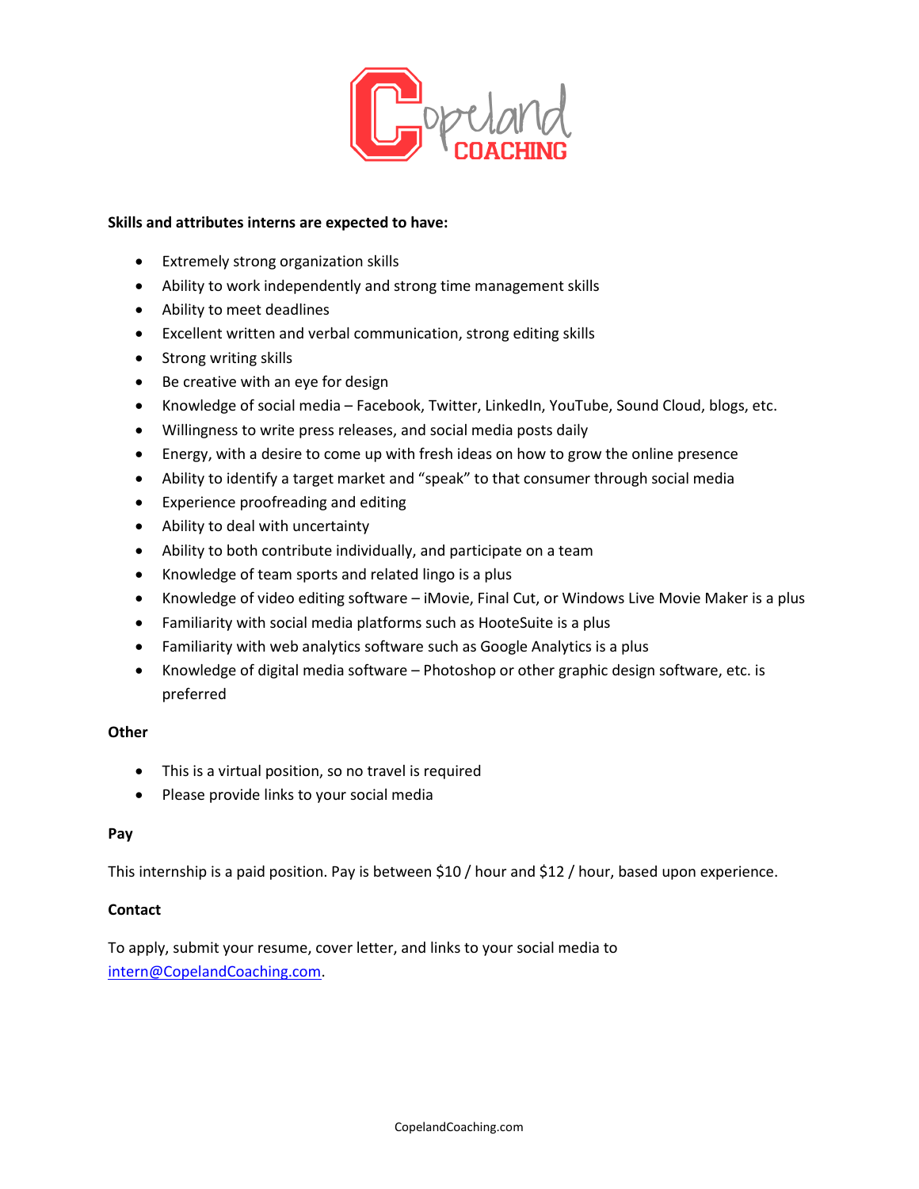**Skills and attributes interns are expected to have:**

- Extremely strong organization skills
- Ability to work independently and strong time management skills
- Ability to meet deadlines
- Excellent written and verbal communication, strong editing skills
- Strong writing skills
- Be creative with an eye for design
- Knowledge of social media – Facebook, Twitter, LinkedIn, YouTube, Sound Cloud, blogs, etc.
- Willingness to write press releases, and social media posts daily
- Energy, with a desire to come up with fresh ideas on how to grow the online presence
- Ability to identify a target market and "speak" to that consumer through social media
- Experience proofreading and editing
- Ability to deal with uncertainty
- Ability to both contribute individually, and participate on a team
- Knowledge of team sports and related lingo is a plus
- Knowledge of video editing software – iMovie, Final Cut, or Windows Live Movie Maker is a plus
- Familiarity with social media platforms such as HooteSuite is a plus
- Familiarity with web analytics software such as Google Analytics is a plus
- Knowledge of digital media software – Photoshop or other graphic design software, etc. is preferred

**Other**

- This is a virtual position, so no travel is required
- Please provide links to your social media

**Pay**

This internship is a paid position. Pay is between $10 / hour and $12 / hour, based upon experience.

**Contact**

To apply, submit your resume, cover letter, and links to your social media to intern@CopelandCoaching.com.